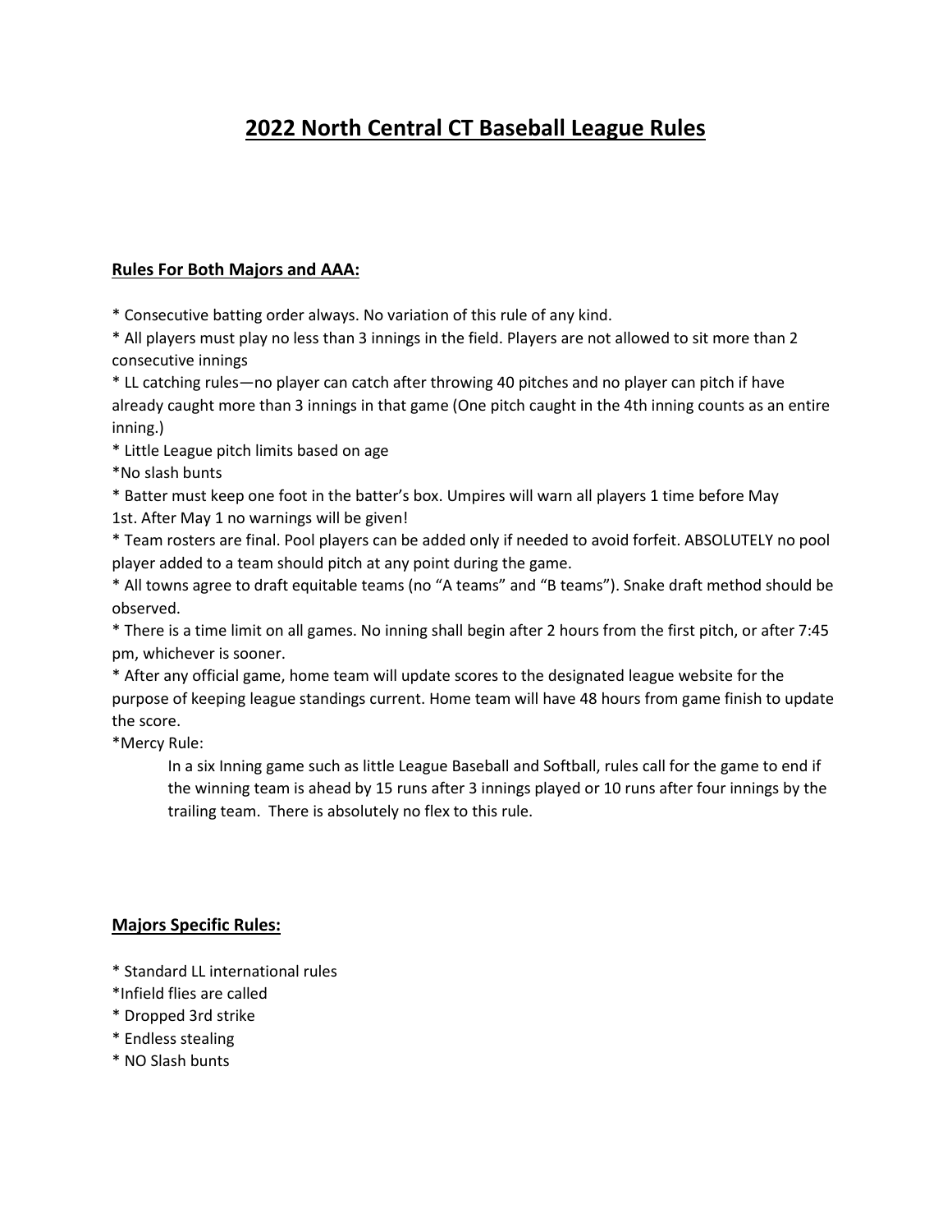# 2022 North Central CT Baseball League Rules

## Rules For Both Majors and AAA:

* Consecutive batting order always. No variation of this rule of any kind.
* All players must play no less than 3 innings in the field. Players are not allowed to sit more than 2 consecutive innings
* LL catching rules—no player can catch after throwing 40 pitches and no player can pitch if have already caught more than 3 innings in that game (One pitch caught in the 4th inning counts as an entire inning.)
* Little League pitch limits based on age
* No slash bunts
* Batter must keep one foot in the batter's box. Umpires will warn all players 1 time before May 1st. After May 1 no warnings will be given!
* Team rosters are final. Pool players can be added only if needed to avoid forfeit. ABSOLUTELY no pool player added to a team should pitch at any point during the game.
* All towns agree to draft equitable teams (no "A teams" and "B teams"). Snake draft method should be observed.
* There is a time limit on all games. No inning shall begin after 2 hours from the first pitch, or after 7:45 pm, whichever is sooner.
* After any official game, home team will update scores to the designated league website for the purpose of keeping league standings current. Home team will have 48 hours from game finish to update the score.
* Mercy Rule:

    In a six Inning game such as little League Baseball and Softball, rules call for the game to end if the winning team is ahead by 15 runs after 3 innings played or 10 runs after four innings by the trailing team. There is absolutely no flex to this rule.

## Majors Specific Rules:

* Standard LL international rules
* Infield flies are called
* Dropped 3rd strike
* Endless stealing
* NO Slash bunts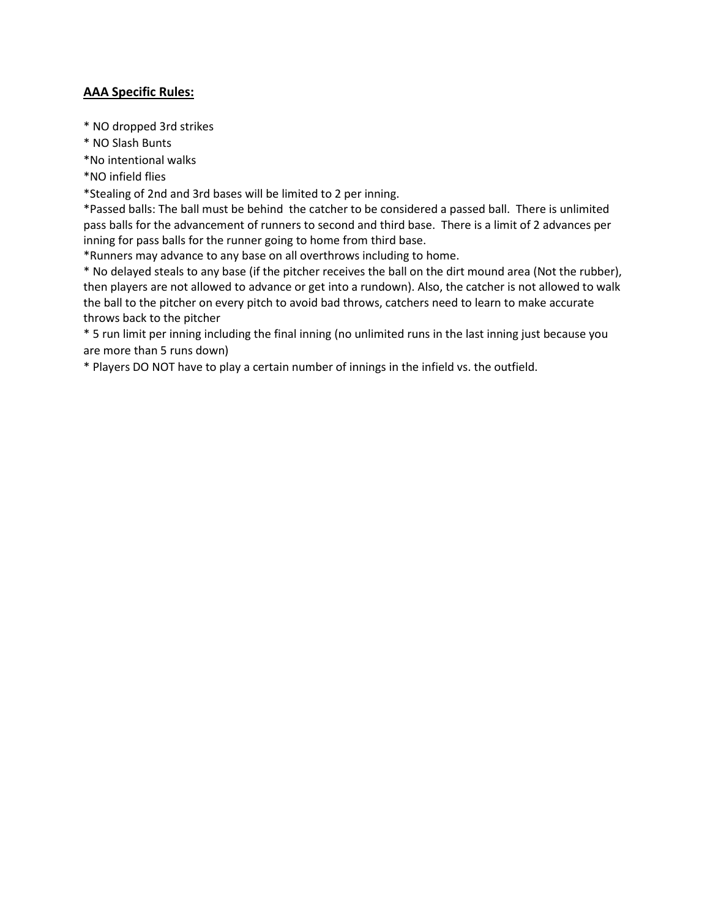**AAA Specific Rules:**

* NO dropped 3rd strikes
* NO Slash Bunts
*No intentional walks
*NO infield flies
*Stealing of 2nd and 3rd bases will be limited to 2 per inning.
*Passed balls: The ball must be behind the catcher to be considered a passed ball. There is unlimited pass balls for the advancement of runners to second and third base. There is a limit of 2 advances per inning for pass balls for the runner going to home from third base.
*Runners may advance to any base on all overthrows including to home.
* No delayed steals to any base (if the pitcher receives the ball on the dirt mound area (Not the rubber), then players are not allowed to advance or get into a rundown). Also, the catcher is not allowed to walk the ball to the pitcher on every pitch to avoid bad throws, catchers need to learn to make accurate throws back to the pitcher
* 5 run limit per inning including the final inning (no unlimited runs in the last inning just because you are more than 5 runs down)
* Players DO NOT have to play a certain number of innings in the infield vs. the outfield.